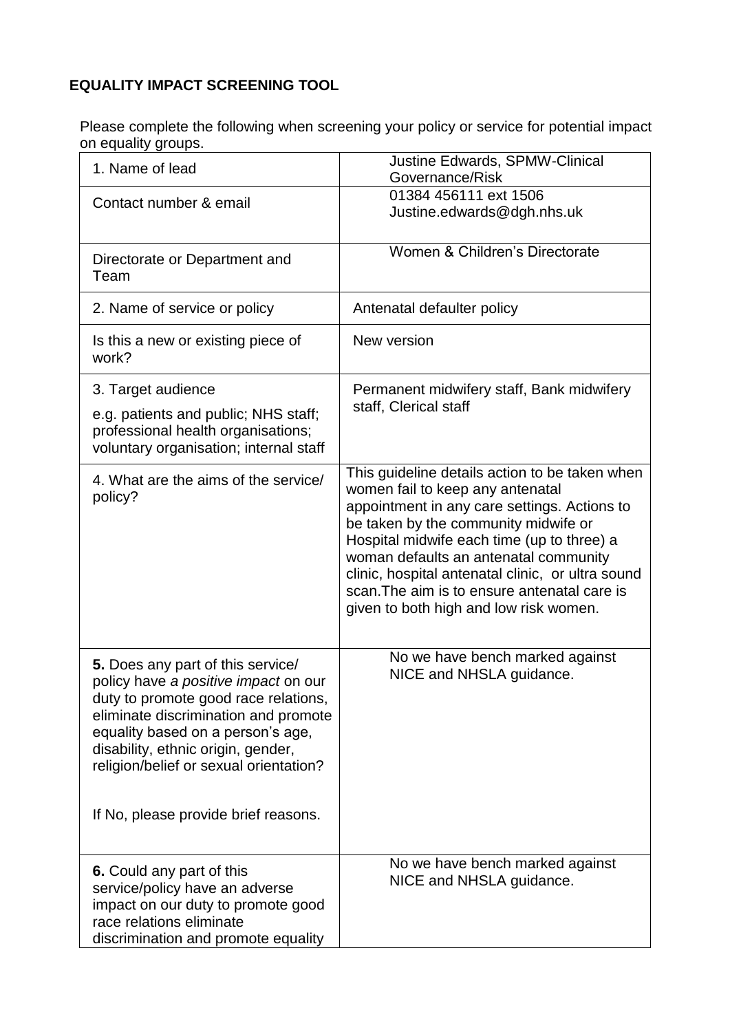## EQUALITY IMPACT SCREENING TOOL

Please complete the following when screening your policy or service for potential impact on equality groups.

| | |
|---|---|
| 1. Name of lead | Justine Edwards, SPMW-Clinical Governance/Risk |
| Contact number & email | 01384 456111 ext 1506<br>Justine.edwards@dgh.nhs.uk |
| Directorate or Department and Team | Women & Children's Directorate |
| 2. Name of service or policy | Antenatal defaulter policy |
| Is this a new or existing piece of work? | New version |
| 3. Target audience<br>e.g. patients and public; NHS staff; professional health organisations; voluntary organisation; internal staff | Permanent midwifery staff, Bank midwifery staff, Clerical staff |
| 4. What are the aims of the service/ policy? | This guideline details action to be taken when women fail to keep any antenatal appointment in any care settings. Actions to be taken by the community midwife or Hospital midwife each time (up to three) a woman defaults an antenatal community clinic, hospital antenatal clinic, or ultra sound scan.The aim is to ensure antenatal care is given to both high and low risk women. |
| **5.** Does any part of this service/ policy have *a positive impact* on our duty to promote good race relations, eliminate discrimination and promote equality based on a person's age, disability, ethnic origin, gender, religion/belief or sexual orientation?<br><br>If No, please provide brief reasons. | No we have bench marked against NICE and NHSLA guidance. |
| **6.** Could any part of this service/policy have an adverse impact on our duty to promote good race relations eliminate discrimination and promote equality | No we have bench marked against NICE and NHSLA guidance. |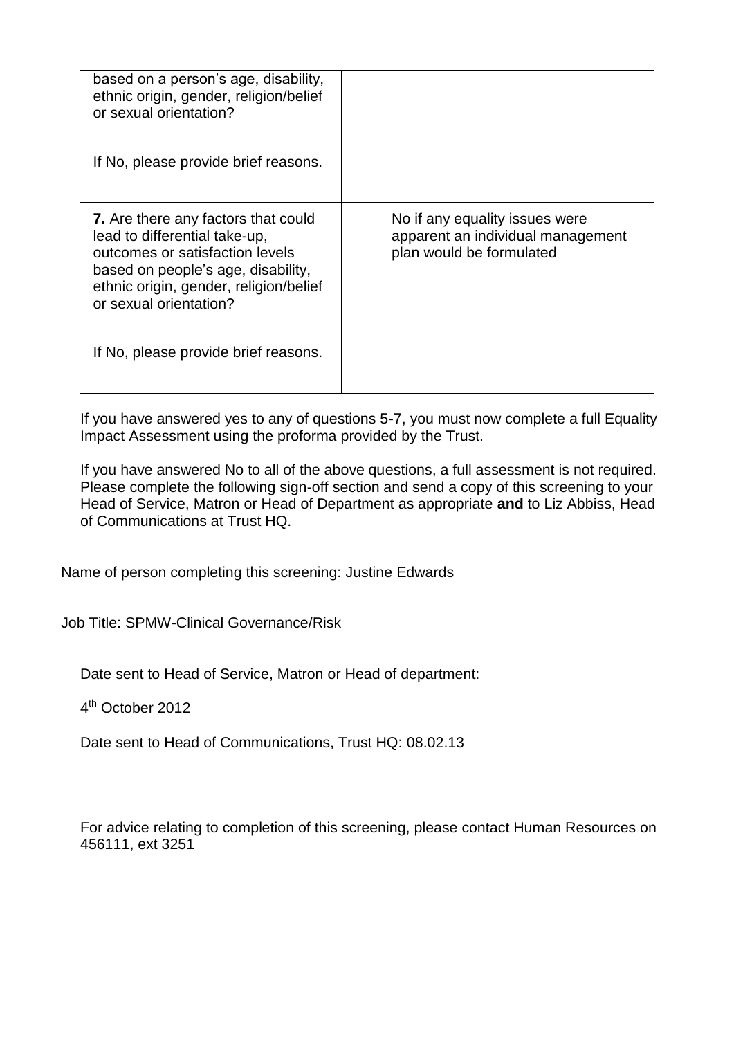| | |
|---|---|
| based on a person's age, disability, ethnic origin, gender, religion/belief or sexual orientation?<br><br>If No, please provide brief reasons. | |
| **7.** Are there any factors that could lead to differential take-up, outcomes or satisfaction levels based on people's age, disability, ethnic origin, gender, religion/belief or sexual orientation?<br><br>If No, please provide brief reasons. | No if any equality issues were apparent an individual management plan would be formulated |

If you have answered yes to any of questions 5-7, you must now complete a full Equality Impact Assessment using the proforma provided by the Trust.

If you have answered No to all of the above questions, a full assessment is not required. Please complete the following sign-off section and send a copy of this screening to your Head of Service, Matron or Head of Department as appropriate **and** to Liz Abbiss, Head of Communications at Trust HQ.

Name of person completing this screening: Justine Edwards

Job Title: SPMW-Clinical Governance/Risk

Date sent to Head of Service, Matron or Head of department:

4th October 2012

Date sent to Head of Communications, Trust HQ: 08.02.13

For advice relating to completion of this screening, please contact Human Resources on 456111, ext 3251